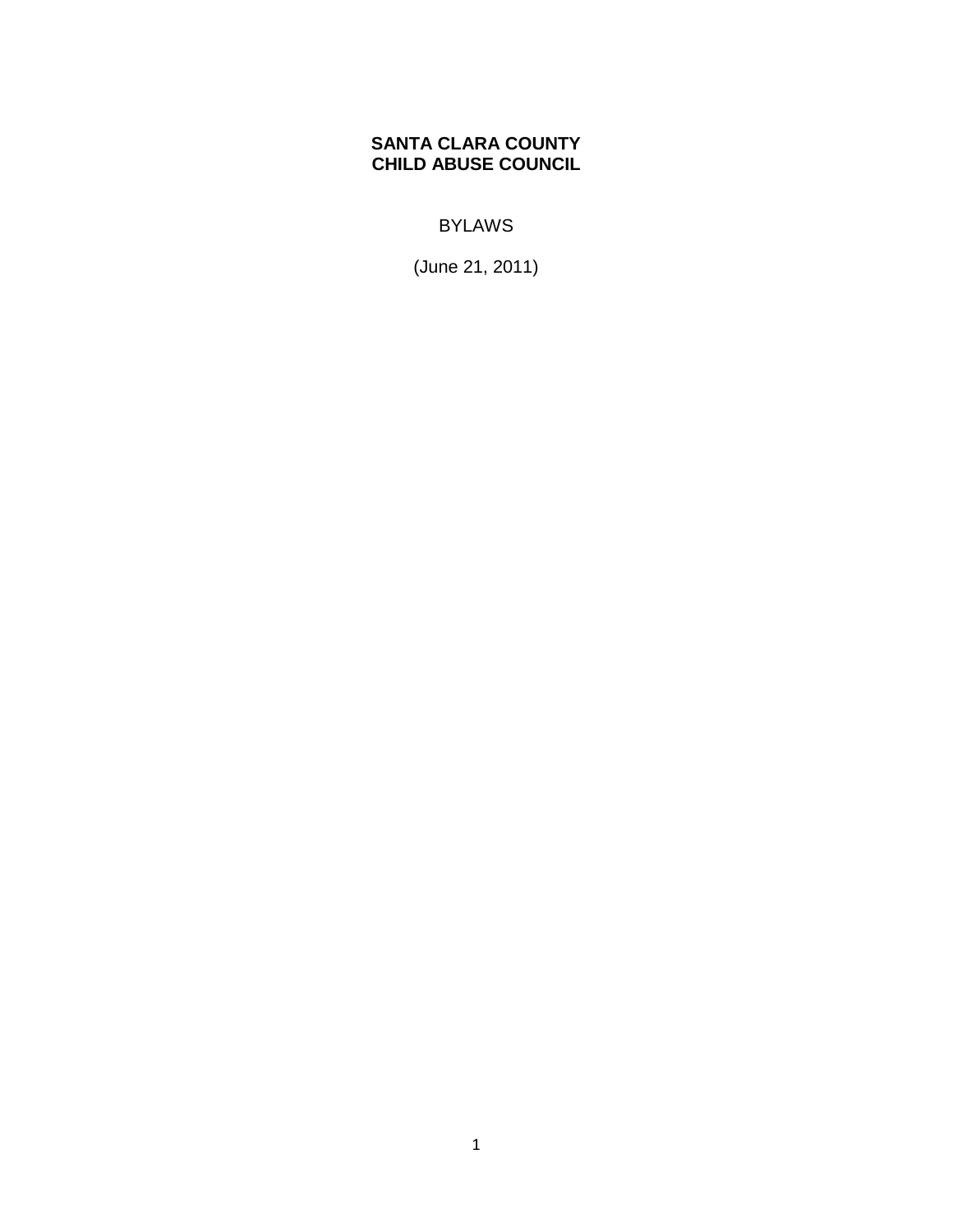# SANTA CLARA COUNTY
# CHILD ABUSE COUNCIL

BYLAWS

(June 21, 2011)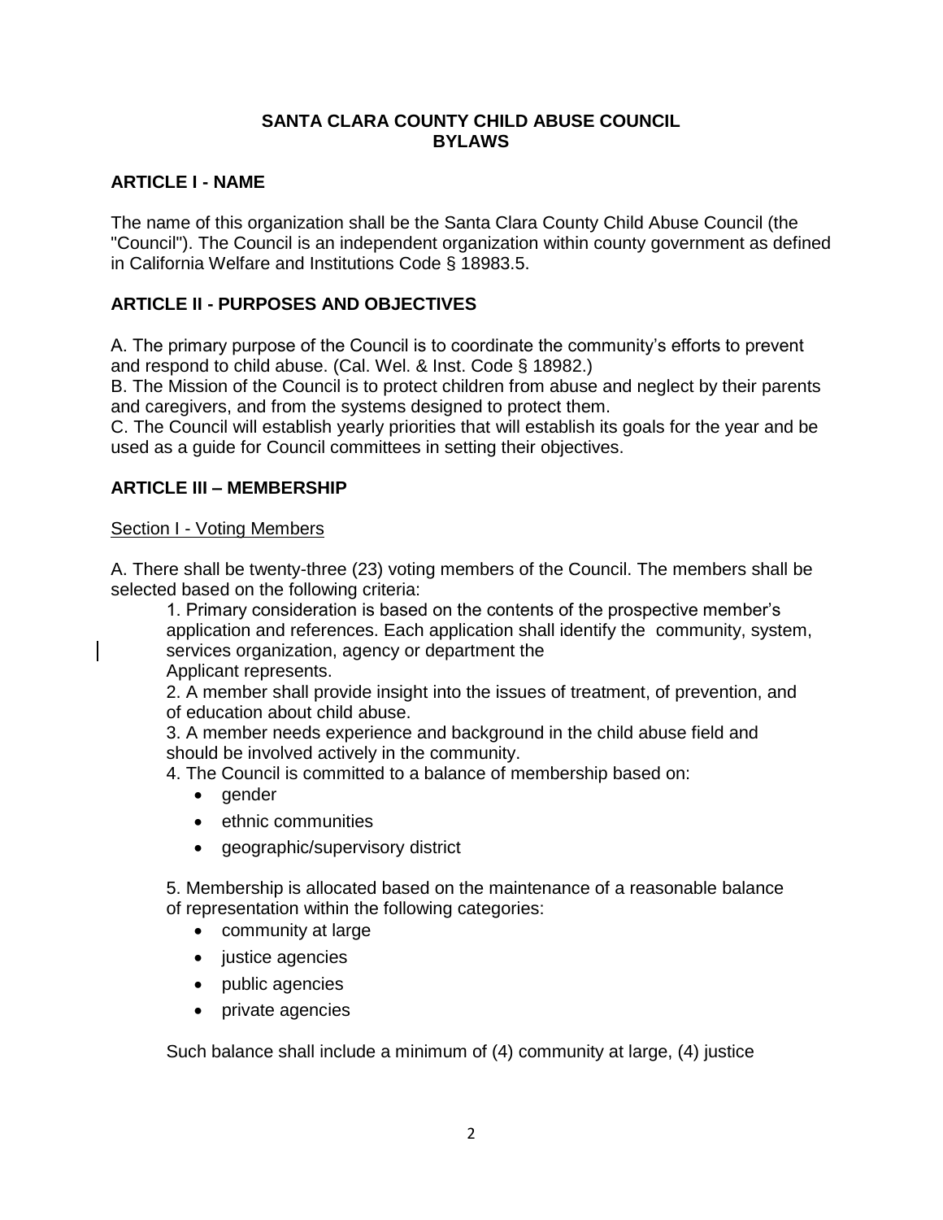**SANTA CLARA COUNTY CHILD ABUSE COUNCIL**
**BYLAWS**

## ARTICLE I - NAME

The name of this organization shall be the Santa Clara County Child Abuse Council (the "Council"). The Council is an independent organization within county government as defined in California Welfare and Institutions Code § 18983.5.

## ARTICLE II - PURPOSES AND OBJECTIVES

A. The primary purpose of the Council is to coordinate the community's efforts to prevent and respond to child abuse. (Cal. Wel. & Inst. Code § 18982.)
B. The Mission of the Council is to protect children from abuse and neglect by their parents and caregivers, and from the systems designed to protect them.
C. The Council will establish yearly priorities that will establish its goals for the year and be used as a guide for Council committees in setting their objectives.

## ARTICLE III – MEMBERSHIP

Section I - Voting Members

A. There shall be twenty-three (23) voting members of the Council. The members shall be selected based on the following criteria:

1. Primary consideration is based on the contents of the prospective member's application and references. Each application shall identify the community, system, services organization, agency or department the Applicant represents.
2. A member shall provide insight into the issues of treatment, of prevention, and of education about child abuse.
3. A member needs experience and background in the child abuse field and should be involved actively in the community.
4. The Council is committed to a balance of membership based on:
    - gender
    - ethnic communities
    - geographic/supervisory district

5. Membership is allocated based on the maintenance of a reasonable balance of representation within the following categories:
    - community at large
    - justice agencies
    - public agencies
    - private agencies

Such balance shall include a minimum of (4) community at large, (4) justice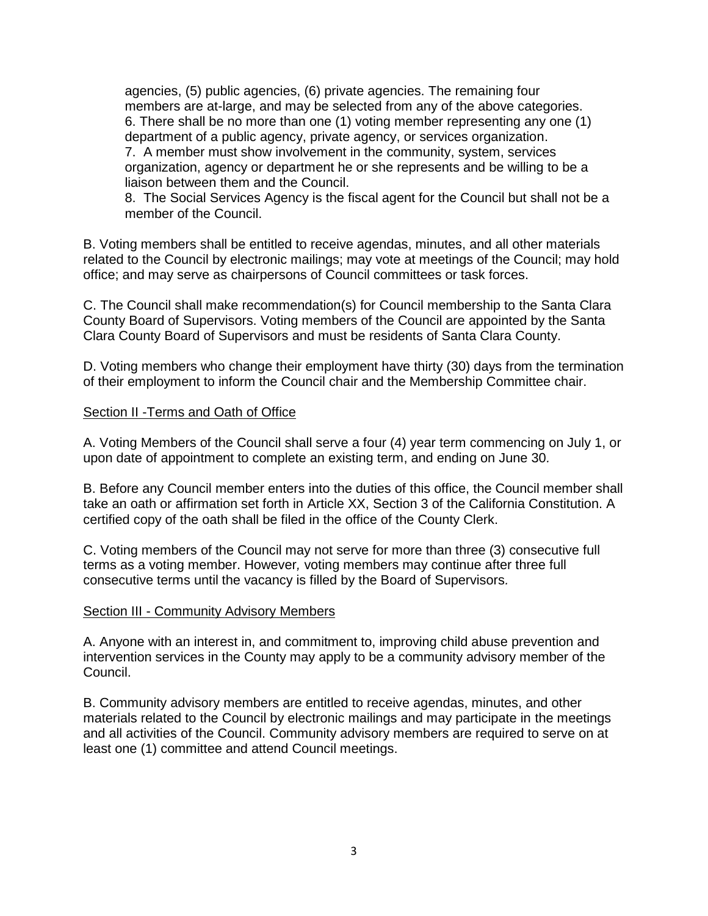agencies, (5) public agencies, (6) private agencies. The remaining four members are at-large, and may be selected from any of the above categories.

6. There shall be no more than one (1) voting member representing any one (1) department of a public agency, private agency, or services organization.

7. A member must show involvement in the community, system, services organization, agency or department he or she represents and be willing to be a liaison between them and the Council.

8. The Social Services Agency is the fiscal agent for the Council but shall not be a member of the Council.

B. Voting members shall be entitled to receive agendas, minutes, and all other materials related to the Council by electronic mailings; may vote at meetings of the Council; may hold office; and may serve as chairpersons of Council committees or task forces.

C. The Council shall make recommendation(s) for Council membership to the Santa Clara County Board of Supervisors. Voting members of the Council are appointed by the Santa Clara County Board of Supervisors and must be residents of Santa Clara County.

D. Voting members who change their employment have thirty (30) days from the termination of their employment to inform the Council chair and the Membership Committee chair.

<u>Section II -Terms and Oath of Office</u>

A. Voting Members of the Council shall serve a four (4) year term commencing on July 1, or upon date of appointment to complete an existing term, and ending on June 30.

B. Before any Council member enters into the duties of this office, the Council member shall take an oath or affirmation set forth in Article XX, Section 3 of the California Constitution. A certified copy of the oath shall be filed in the office of the County Clerk.

C. Voting members of the Council may not serve for more than three (3) consecutive full terms as a voting member. However, voting members may continue after three full consecutive terms until the vacancy is filled by the Board of Supervisors.

<u>Section III - Community Advisory Members</u>

A. Anyone with an interest in, and commitment to, improving child abuse prevention and intervention services in the County may apply to be a community advisory member of the Council.

B. Community advisory members are entitled to receive agendas, minutes, and other materials related to the Council by electronic mailings and may participate in the meetings and all activities of the Council. Community advisory members are required to serve on at least one (1) committee and attend Council meetings.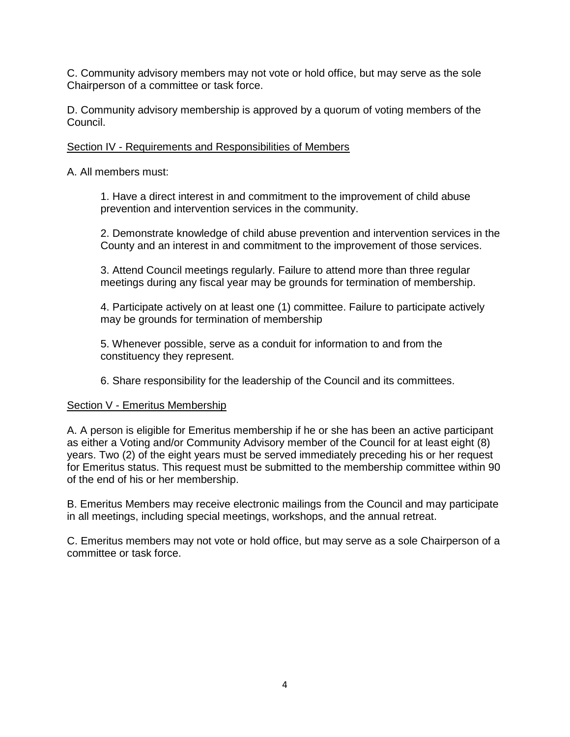C. Community advisory members may not vote or hold office, but may serve as the sole Chairperson of a committee or task force.

D. Community advisory membership is approved by a quorum of voting members of the Council.

<u>Section IV - Requirements and Responsibilities of Members</u>

A. All members must:

1. Have a direct interest in and commitment to the improvement of child abuse prevention and intervention services in the community.

2. Demonstrate knowledge of child abuse prevention and intervention services in the County and an interest in and commitment to the improvement of those services.

3. Attend Council meetings regularly. Failure to attend more than three regular meetings during any fiscal year may be grounds for termination of membership.

4. Participate actively on at least one (1) committee. Failure to participate actively may be grounds for termination of membership

5. Whenever possible, serve as a conduit for information to and from the constituency they represent.

6. Share responsibility for the leadership of the Council and its committees.

<u>Section V - Emeritus Membership</u>

A. A person is eligible for Emeritus membership if he or she has been an active participant as either a Voting and/or Community Advisory member of the Council for at least eight (8) years. Two (2) of the eight years must be served immediately preceding his or her request for Emeritus status. This request must be submitted to the membership committee within 90 of the end of his or her membership.

B. Emeritus Members may receive electronic mailings from the Council and may participate in all meetings, including special meetings, workshops, and the annual retreat.

C. Emeritus members may not vote or hold office, but may serve as a sole Chairperson of a committee or task force.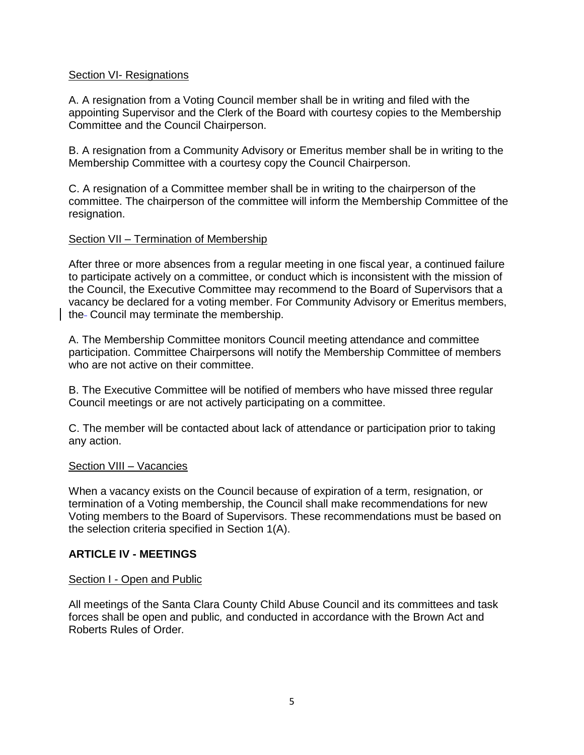<u>Section VI- Resignations</u>

A. A resignation from a Voting Council member shall be in writing and filed with the appointing Supervisor and the Clerk of the Board with courtesy copies to the Membership Committee and the Council Chairperson.

B. A resignation from a Community Advisory or Emeritus member shall be in writing to the Membership Committee with a courtesy copy the Council Chairperson.

C. A resignation of a Committee member shall be in writing to the chairperson of the committee. The chairperson of the committee will inform the Membership Committee of the resignation.

<u>Section VII – Termination of Membership</u>

After three or more absences from a regular meeting in one fiscal year, a continued failure to participate actively on a committee, or conduct which is inconsistent with the mission of the Council, the Executive Committee may recommend to the Board of Supervisors that a vacancy be declared for a voting member. For Community Advisory or Emeritus members, the Council may terminate the membership.

A. The Membership Committee monitors Council meeting attendance and committee participation. Committee Chairpersons will notify the Membership Committee of members who are not active on their committee.

B. The Executive Committee will be notified of members who have missed three regular Council meetings or are not actively participating on a committee.

C. The member will be contacted about lack of attendance or participation prior to taking any action.

<u>Section VIII – Vacancies</u>

When a vacancy exists on the Council because of expiration of a term, resignation, or termination of a Voting membership, the Council shall make recommendations for new Voting members to the Board of Supervisors. These recommendations must be based on the selection criteria specified in Section 1(A).

## ARTICLE IV - MEETINGS

<u>Section I - Open and Public</u>

All meetings of the Santa Clara County Child Abuse Council and its committees and task forces shall be open and public, and conducted in accordance with the Brown Act and Roberts Rules of Order.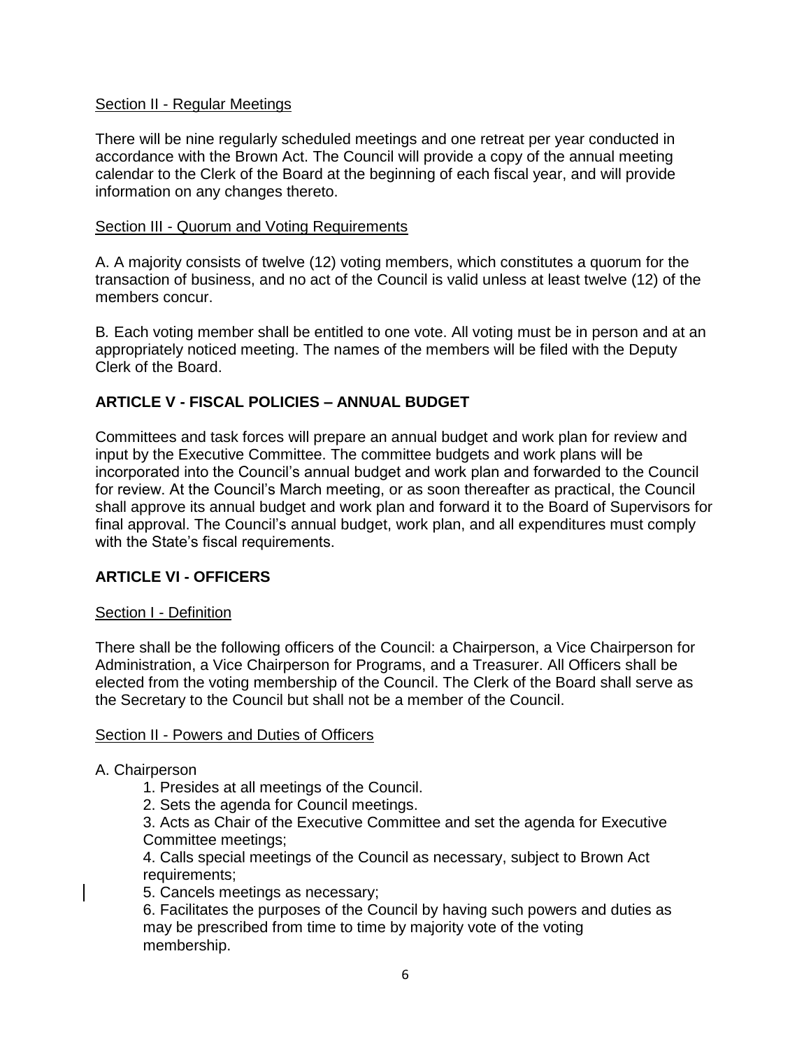Section II - Regular Meetings

There will be nine regularly scheduled meetings and one retreat per year conducted in accordance with the Brown Act. The Council will provide a copy of the annual meeting calendar to the Clerk of the Board at the beginning of each fiscal year, and will provide information on any changes thereto.

Section III - Quorum and Voting Requirements

A. A majority consists of twelve (12) voting members, which constitutes a quorum for the transaction of business, and no act of the Council is valid unless at least twelve (12) of the members concur.

B. Each voting member shall be entitled to one vote. All voting must be in person and at an appropriately noticed meeting. The names of the members will be filed with the Deputy Clerk of the Board.

## ARTICLE V - FISCAL POLICIES – ANNUAL BUDGET

Committees and task forces will prepare an annual budget and work plan for review and input by the Executive Committee. The committee budgets and work plans will be incorporated into the Council's annual budget and work plan and forwarded to the Council for review. At the Council's March meeting, or as soon thereafter as practical, the Council shall approve its annual budget and work plan and forward it to the Board of Supervisors for final approval. The Council's annual budget, work plan, and all expenditures must comply with the State's fiscal requirements.

## ARTICLE VI - OFFICERS

Section I - Definition

There shall be the following officers of the Council: a Chairperson, a Vice Chairperson for Administration, a Vice Chairperson for Programs, and a Treasurer. All Officers shall be elected from the voting membership of the Council. The Clerk of the Board shall serve as the Secretary to the Council but shall not be a member of the Council.

Section II - Powers and Duties of Officers

A. Chairperson

1. Presides at all meetings of the Council.
2. Sets the agenda for Council meetings.
3. Acts as Chair of the Executive Committee and set the agenda for Executive Committee meetings;
4. Calls special meetings of the Council as necessary, subject to Brown Act requirements;
5. Cancels meetings as necessary;
6. Facilitates the purposes of the Council by having such powers and duties as may be prescribed from time to time by majority vote of the voting membership.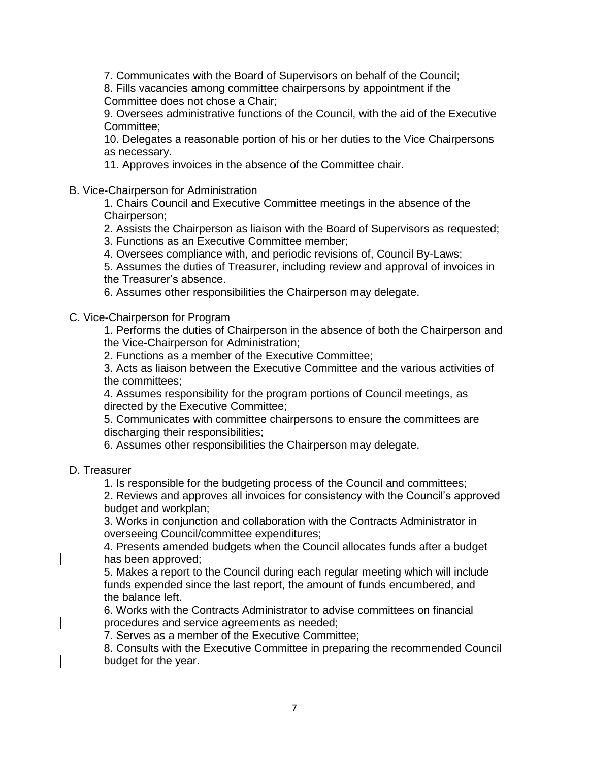7. Communicates with the Board of Supervisors on behalf of the Council;
8. Fills vacancies among committee chairpersons by appointment if the Committee does not chose a Chair;
9. Oversees administrative functions of the Council, with the aid of the Executive Committee;
10. Delegates a reasonable portion of his or her duties to the Vice Chairpersons as necessary.
11. Approves invoices in the absence of the Committee chair.

B. Vice-Chairperson for Administration

1. Chairs Council and Executive Committee meetings in the absence of the Chairperson;
2. Assists the Chairperson as liaison with the Board of Supervisors as requested;
3. Functions as an Executive Committee member;
4. Oversees compliance with, and periodic revisions of, Council By-Laws;
5. Assumes the duties of Treasurer, including review and approval of invoices in the Treasurer's absence.
6. Assumes other responsibilities the Chairperson may delegate.

C. Vice-Chairperson for Program

1. Performs the duties of Chairperson in the absence of both the Chairperson and the Vice-Chairperson for Administration;
2. Functions as a member of the Executive Committee;
3. Acts as liaison between the Executive Committee and the various activities of the committees;
4. Assumes responsibility for the program portions of Council meetings, as directed by the Executive Committee;
5. Communicates with committee chairpersons to ensure the committees are discharging their responsibilities;
6. Assumes other responsibilities the Chairperson may delegate.

D. Treasurer

1. Is responsible for the budgeting process of the Council and committees;
2. Reviews and approves all invoices for consistency with the Council's approved budget and workplan;
3. Works in conjunction and collaboration with the Contracts Administrator in overseeing Council/committee expenditures;
4. Presents amended budgets when the Council allocates funds after a budget has been approved;
5. Makes a report to the Council during each regular meeting which will include funds expended since the last report, the amount of funds encumbered, and the balance left.
6. Works with the Contracts Administrator to advise committees on financial procedures and service agreements as needed;
7. Serves as a member of the Executive Committee;
8. Consults with the Executive Committee in preparing the recommended Council budget for the year.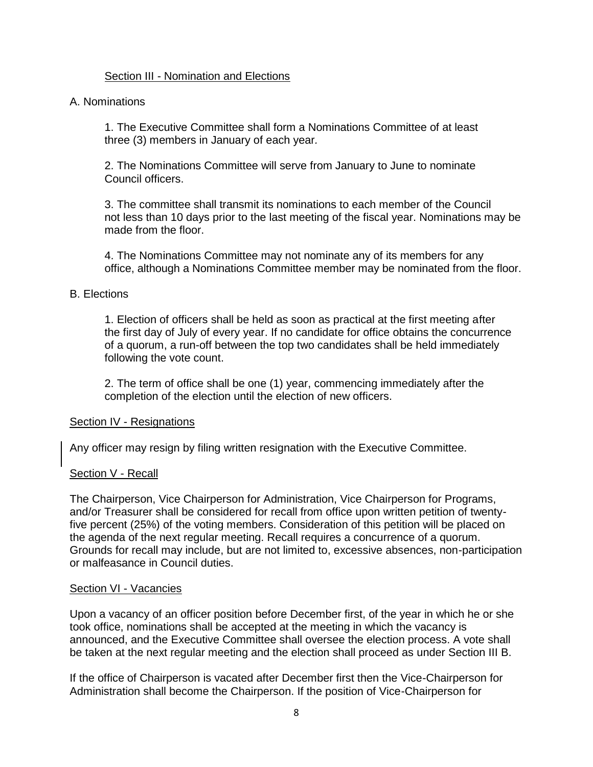## Section III - Nomination and Elections

### A. Nominations

1. The Executive Committee shall form a Nominations Committee of at least three (3) members in January of each year.

2. The Nominations Committee will serve from January to June to nominate Council officers.

3. The committee shall transmit its nominations to each member of the Council not less than 10 days prior to the last meeting of the fiscal year. Nominations may be made from the floor.

4. The Nominations Committee may not nominate any of its members for any office, although a Nominations Committee member may be nominated from the floor.

### B. Elections

1. Election of officers shall be held as soon as practical at the first meeting after the first day of July of every year. If no candidate for office obtains the concurrence of a quorum, a run-off between the top two candidates shall be held immediately following the vote count.

2. The term of office shall be one (1) year, commencing immediately after the completion of the election until the election of new officers.

## Section IV - Resignations

Any officer may resign by filing written resignation with the Executive Committee.

## Section V - Recall

The Chairperson, Vice Chairperson for Administration, Vice Chairperson for Programs, and/or Treasurer shall be considered for recall from office upon written petition of twenty-five percent (25%) of the voting members. Consideration of this petition will be placed on the agenda of the next regular meeting. Recall requires a concurrence of a quorum. Grounds for recall may include, but are not limited to, excessive absences, non-participation or malfeasance in Council duties.

## Section VI - Vacancies

Upon a vacancy of an officer position before December first, of the year in which he or she took office, nominations shall be accepted at the meeting in which the vacancy is announced, and the Executive Committee shall oversee the election process. A vote shall be taken at the next regular meeting and the election shall proceed as under Section III B.

If the office of Chairperson is vacated after December first then the Vice-Chairperson for Administration shall become the Chairperson. If the position of Vice-Chairperson for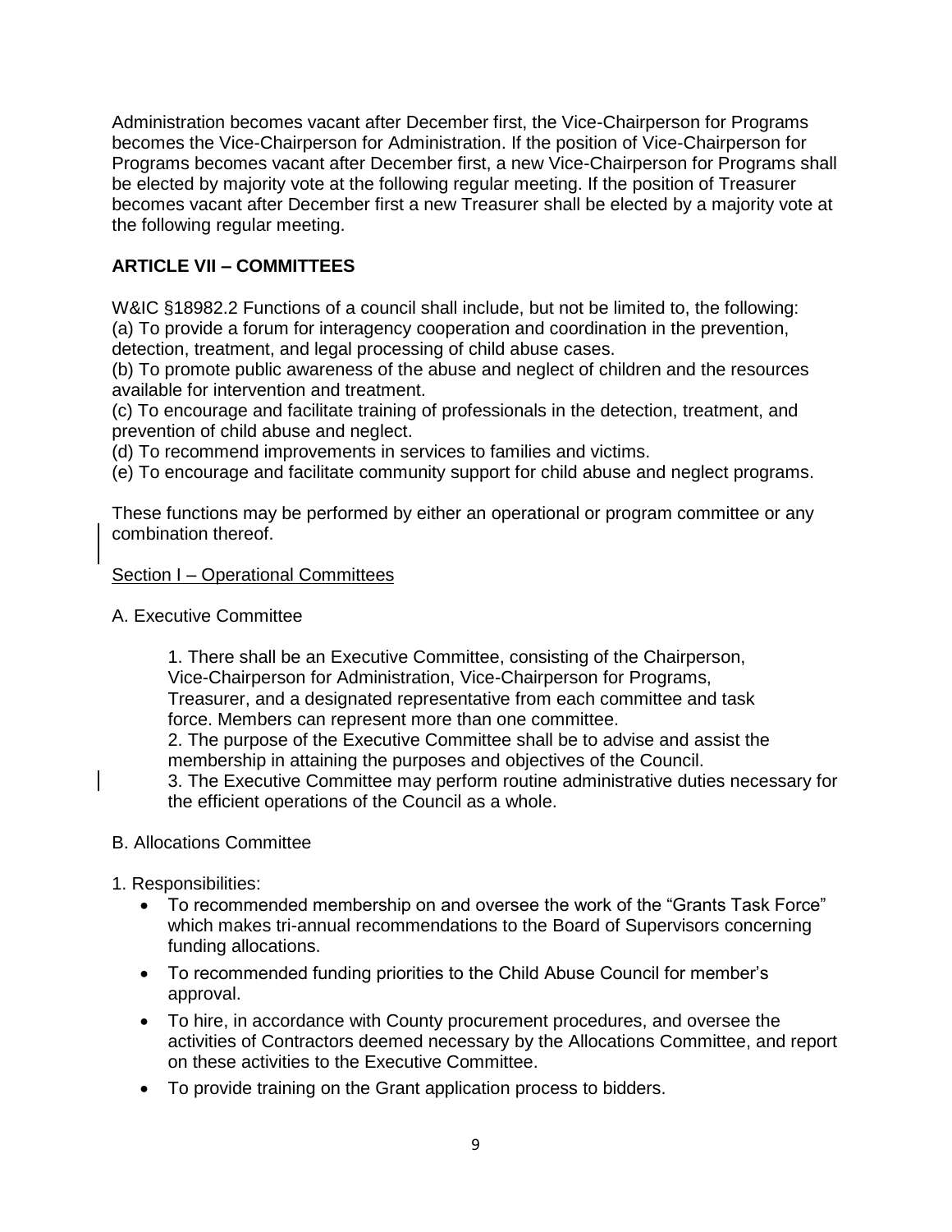Administration becomes vacant after December first, the Vice-Chairperson for Programs becomes the Vice-Chairperson for Administration. If the position of Vice-Chairperson for Programs becomes vacant after December first, a new Vice-Chairperson for Programs shall be elected by majority vote at the following regular meeting. If the position of Treasurer becomes vacant after December first a new Treasurer shall be elected by a majority vote at the following regular meeting.

## ARTICLE VII – COMMITTEES

W&IC §18982.2 Functions of a council shall include, but not be limited to, the following:
(a) To provide a forum for interagency cooperation and coordination in the prevention, detection, treatment, and legal processing of child abuse cases.
(b) To promote public awareness of the abuse and neglect of children and the resources available for intervention and treatment.
(c) To encourage and facilitate training of professionals in the detection, treatment, and prevention of child abuse and neglect.
(d) To recommend improvements in services to families and victims.
(e) To encourage and facilitate community support for child abuse and neglect programs.

These functions may be performed by either an operational or program committee or any combination thereof.

### Section I – Operational Committees

A. Executive Committee

1. There shall be an Executive Committee, consisting of the Chairperson, Vice-Chairperson for Administration, Vice-Chairperson for Programs, Treasurer, and a designated representative from each committee and task force. Members can represent more than one committee.
2. The purpose of the Executive Committee shall be to advise and assist the membership in attaining the purposes and objectives of the Council.
3. The Executive Committee may perform routine administrative duties necessary for the efficient operations of the Council as a whole.

B. Allocations Committee

1. Responsibilities:
   - To recommended membership on and oversee the work of the "Grants Task Force" which makes tri-annual recommendations to the Board of Supervisors concerning funding allocations.
   - To recommended funding priorities to the Child Abuse Council for member's approval.
   - To hire, in accordance with County procurement procedures, and oversee the activities of Contractors deemed necessary by the Allocations Committee, and report on these activities to the Executive Committee.
   - To provide training on the Grant application process to bidders.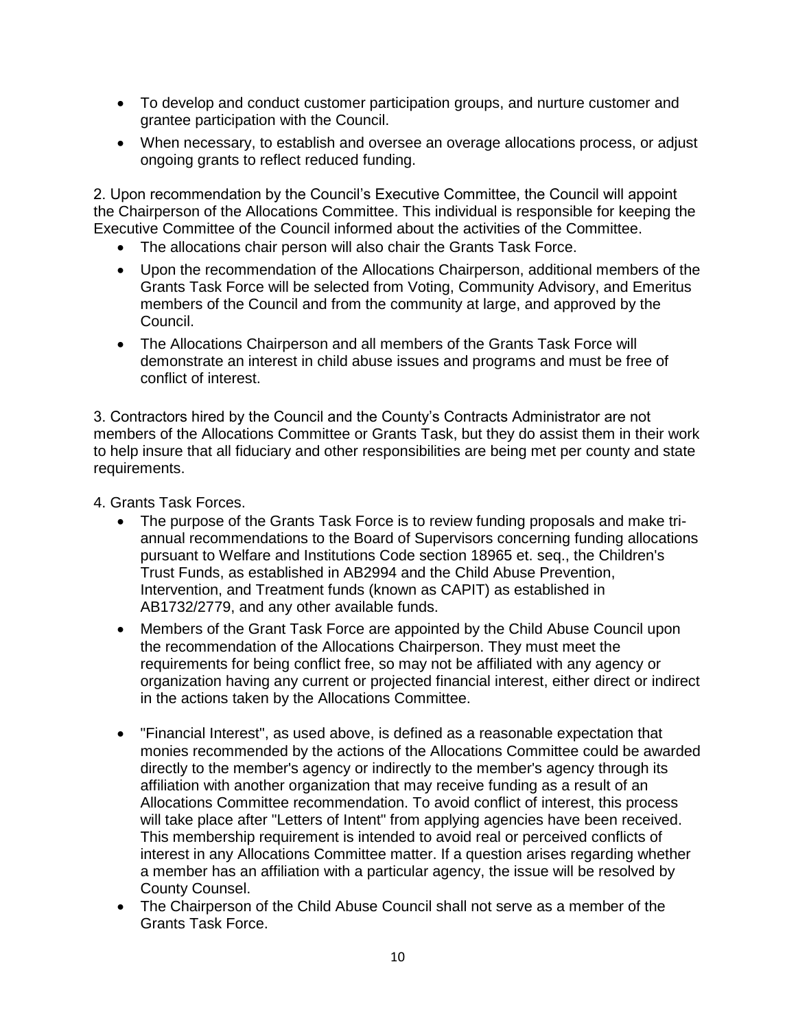- To develop and conduct customer participation groups, and nurture customer and grantee participation with the Council.
- When necessary, to establish and oversee an overage allocations process, or adjust ongoing grants to reflect reduced funding.

2. Upon recommendation by the Council's Executive Committee, the Council will appoint the Chairperson of the Allocations Committee. This individual is responsible for keeping the Executive Committee of the Council informed about the activities of the Committee.

- The allocations chair person will also chair the Grants Task Force.
- Upon the recommendation of the Allocations Chairperson, additional members of the Grants Task Force will be selected from Voting, Community Advisory, and Emeritus members of the Council and from the community at large, and approved by the Council.
- The Allocations Chairperson and all members of the Grants Task Force will demonstrate an interest in child abuse issues and programs and must be free of conflict of interest.

3. Contractors hired by the Council and the County's Contracts Administrator are not members of the Allocations Committee or Grants Task, but they do assist them in their work to help insure that all fiduciary and other responsibilities are being met per county and state requirements.

4. Grants Task Forces.

- The purpose of the Grants Task Force is to review funding proposals and make tri-annual recommendations to the Board of Supervisors concerning funding allocations pursuant to Welfare and Institutions Code section 18965 et. seq., the Children's Trust Funds, as established in AB2994 and the Child Abuse Prevention, Intervention, and Treatment funds (known as CAPIT) as established in AB1732/2779, and any other available funds.
- Members of the Grant Task Force are appointed by the Child Abuse Council upon the recommendation of the Allocations Chairperson. They must meet the requirements for being conflict free, so may not be affiliated with any agency or organization having any current or projected financial interest, either direct or indirect in the actions taken by the Allocations Committee.
- "Financial Interest", as used above, is defined as a reasonable expectation that monies recommended by the actions of the Allocations Committee could be awarded directly to the member's agency or indirectly to the member's agency through its affiliation with another organization that may receive funding as a result of an Allocations Committee recommendation. To avoid conflict of interest, this process will take place after "Letters of Intent" from applying agencies have been received. This membership requirement is intended to avoid real or perceived conflicts of interest in any Allocations Committee matter. If a question arises regarding whether a member has an affiliation with a particular agency, the issue will be resolved by County Counsel.
- The Chairperson of the Child Abuse Council shall not serve as a member of the Grants Task Force.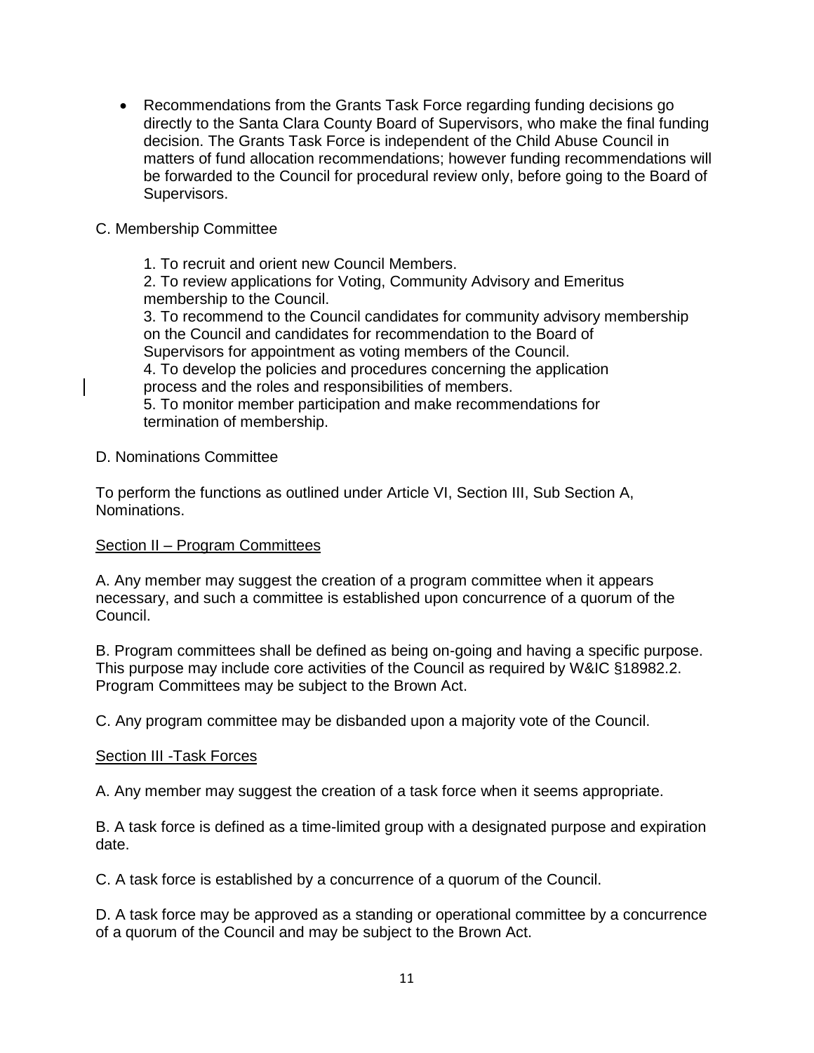- Recommendations from the Grants Task Force regarding funding decisions go directly to the Santa Clara County Board of Supervisors, who make the final funding decision. The Grants Task Force is independent of the Child Abuse Council in matters of fund allocation recommendations; however funding recommendations will be forwarded to the Council for procedural review only, before going to the Board of Supervisors.

C. Membership Committee

1. To recruit and orient new Council Members.
2. To review applications for Voting, Community Advisory and Emeritus membership to the Council.
3. To recommend to the Council candidates for community advisory membership on the Council and candidates for recommendation to the Board of Supervisors for appointment as voting members of the Council.
4. To develop the policies and procedures concerning the application process and the roles and responsibilities of members.
5. To monitor member participation and make recommendations for termination of membership.

D. Nominations Committee

To perform the functions as outlined under Article VI, Section III, Sub Section A, Nominations.

Section II – Program Committees

A. Any member may suggest the creation of a program committee when it appears necessary, and such a committee is established upon concurrence of a quorum of the Council.

B. Program committees shall be defined as being on-going and having a specific purpose. This purpose may include core activities of the Council as required by W&IC §18982.2. Program Committees may be subject to the Brown Act.

C. Any program committee may be disbanded upon a majority vote of the Council.

Section III -Task Forces

A. Any member may suggest the creation of a task force when it seems appropriate.

B. A task force is defined as a time-limited group with a designated purpose and expiration date.

C. A task force is established by a concurrence of a quorum of the Council.

D. A task force may be approved as a standing or operational committee by a concurrence of a quorum of the Council and may be subject to the Brown Act.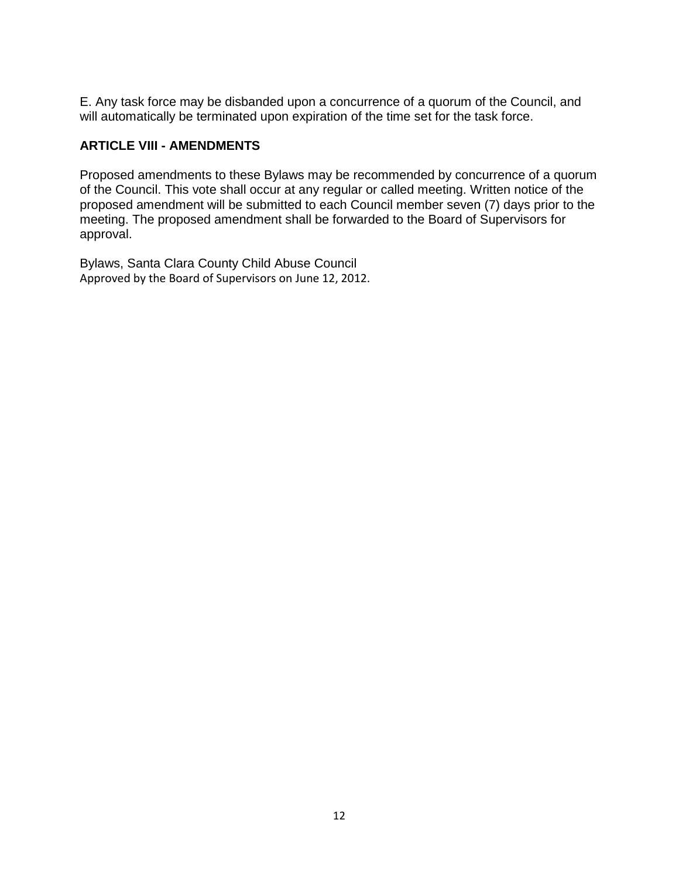E. Any task force may be disbanded upon a concurrence of a quorum of the Council, and will automatically be terminated upon expiration of the time set for the task force.

## ARTICLE VIII - AMENDMENTS

Proposed amendments to these Bylaws may be recommended by concurrence of a quorum of the Council. This vote shall occur at any regular or called meeting. Written notice of the proposed amendment will be submitted to each Council member seven (7) days prior to the meeting. The proposed amendment shall be forwarded to the Board of Supervisors for approval.

Bylaws, Santa Clara County Child Abuse Council
Approved by the Board of Supervisors on June 12, 2012.